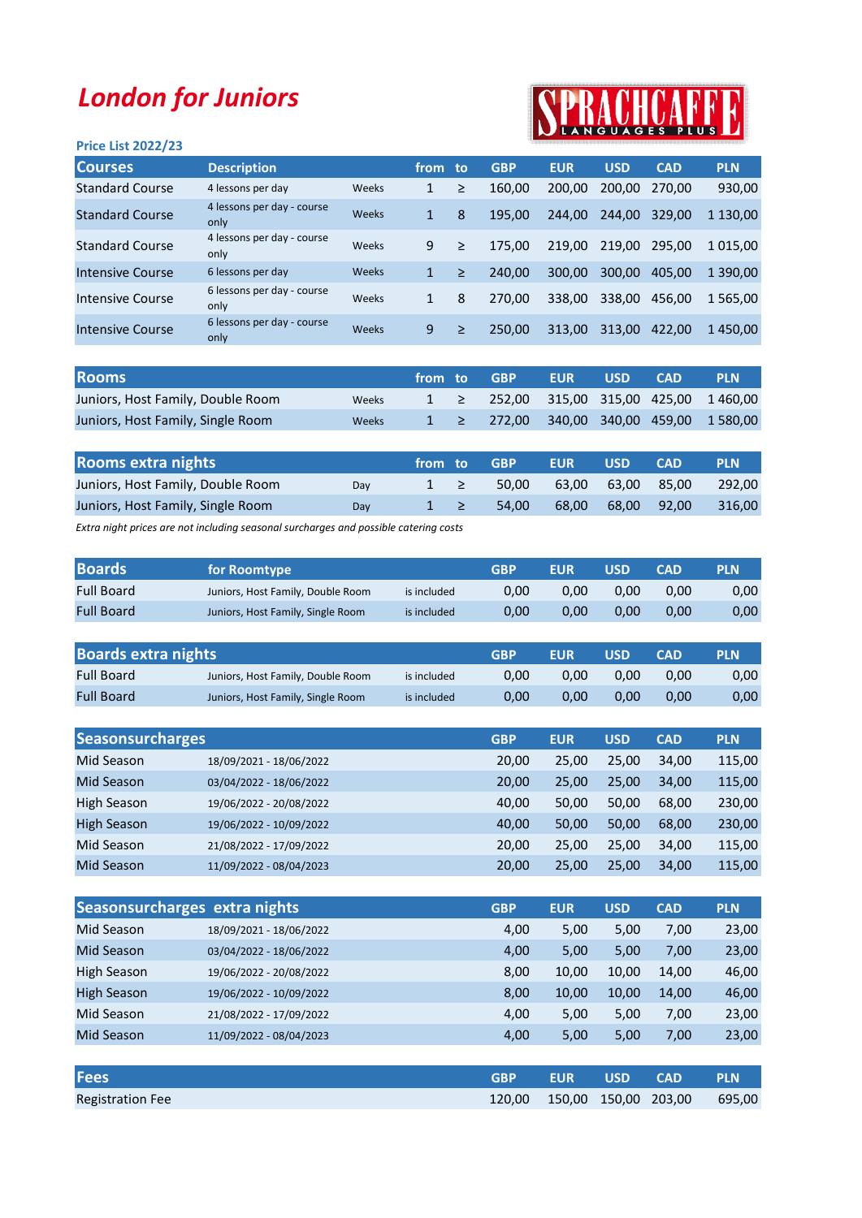# London for Juniors

SPRACHCAFFE LANGUAGES PLUS

**Price List 2022/23**

| Courses | Description | | from | to | GBP | EUR | USD | CAD | PLN |
|---|---|---|---|---|---|---|---|---|---|
| Standard Course | 4 lessons per day | Weeks | 1 | ≥ | 160,00 | 200,00 | 200,00 | 270,00 | 930,00 |
| Standard Course | 4 lessons per day - course only | Weeks | 1 | 8 | 195,00 | 244,00 | 244,00 | 329,00 | 1 130,00 |
| Standard Course | 4 lessons per day - course only | Weeks | 9 | ≥ | 175,00 | 219,00 | 219,00 | 295,00 | 1 015,00 |
| Intensive Course | 6 lessons per day | Weeks | 1 | ≥ | 240,00 | 300,00 | 300,00 | 405,00 | 1 390,00 |
| Intensive Course | 6 lessons per day - course only | Weeks | 1 | 8 | 270,00 | 338,00 | 338,00 | 456,00 | 1 565,00 |
| Intensive Course | 6 lessons per day - course only | Weeks | 9 | ≥ | 250,00 | 313,00 | 313,00 | 422,00 | 1 450,00 |

| Rooms | | from | to | GBP | EUR | USD | CAD | PLN |
|---|---|---|---|---|---|---|---|---|
| Juniors, Host Family, Double Room | Weeks | 1 | ≥ | 252,00 | 315,00 | 315,00 | 425,00 | 1 460,00 |
| Juniors, Host Family, Single Room | Weeks | 1 | ≥ | 272,00 | 340,00 | 340,00 | 459,00 | 1 580,00 |

| Rooms extra nights | | from | to | GBP | EUR | USD | CAD | PLN |
|---|---|---|---|---|---|---|---|---|
| Juniors, Host Family, Double Room | Day | 1 | ≥ | 50,00 | 63,00 | 63,00 | 85,00 | 292,00 |
| Juniors, Host Family, Single Room | Day | 1 | ≥ | 54,00 | 68,00 | 68,00 | 92,00 | 316,00 |

*Extra night prices are not including seasonal surcharges and possible catering costs*

| Boards | for Roomtype | | GBP | EUR | USD | CAD | PLN |
|---|---|---|---|---|---|---|---|
| Full Board | Juniors, Host Family, Double Room | is included | 0,00 | 0,00 | 0,00 | 0,00 | 0,00 |
| Full Board | Juniors, Host Family, Single Room | is included | 0,00 | 0,00 | 0,00 | 0,00 | 0,00 |

| Boards extra nights | | | GBP | EUR | USD | CAD | PLN |
|---|---|---|---|---|---|---|---|
| Full Board | Juniors, Host Family, Double Room | is included | 0,00 | 0,00 | 0,00 | 0,00 | 0,00 |
| Full Board | Juniors, Host Family, Single Room | is included | 0,00 | 0,00 | 0,00 | 0,00 | 0,00 |

| Seasonsurcharges | | GBP | EUR | USD | CAD | PLN |
|---|---|---|---|---|---|---|
| Mid Season | 18/09/2021 - 18/06/2022 | 20,00 | 25,00 | 25,00 | 34,00 | 115,00 |
| Mid Season | 03/04/2022 - 18/06/2022 | 20,00 | 25,00 | 25,00 | 34,00 | 115,00 |
| High Season | 19/06/2022 - 20/08/2022 | 40,00 | 50,00 | 50,00 | 68,00 | 230,00 |
| High Season | 19/06/2022 - 10/09/2022 | 40,00 | 50,00 | 50,00 | 68,00 | 230,00 |
| Mid Season | 21/08/2022 - 17/09/2022 | 20,00 | 25,00 | 25,00 | 34,00 | 115,00 |
| Mid Season | 11/09/2022 - 08/04/2023 | 20,00 | 25,00 | 25,00 | 34,00 | 115,00 |

| Seasonsurcharges extra nights | | GBP | EUR | USD | CAD | PLN |
|---|---|---|---|---|---|---|
| Mid Season | 18/09/2021 - 18/06/2022 | 4,00 | 5,00 | 5,00 | 7,00 | 23,00 |
| Mid Season | 03/04/2022 - 18/06/2022 | 4,00 | 5,00 | 5,00 | 7,00 | 23,00 |
| High Season | 19/06/2022 - 20/08/2022 | 8,00 | 10,00 | 10,00 | 14,00 | 46,00 |
| High Season | 19/06/2022 - 10/09/2022 | 8,00 | 10,00 | 10,00 | 14,00 | 46,00 |
| Mid Season | 21/08/2022 - 17/09/2022 | 4,00 | 5,00 | 5,00 | 7,00 | 23,00 |
| Mid Season | 11/09/2022 - 08/04/2023 | 4,00 | 5,00 | 5,00 | 7,00 | 23,00 |

| Fees | GBP | EUR | USD | CAD | PLN |
|---|---|---|---|---|---|
| Registration Fee | 120,00 | 150,00 | 150,00 | 203,00 | 695,00 |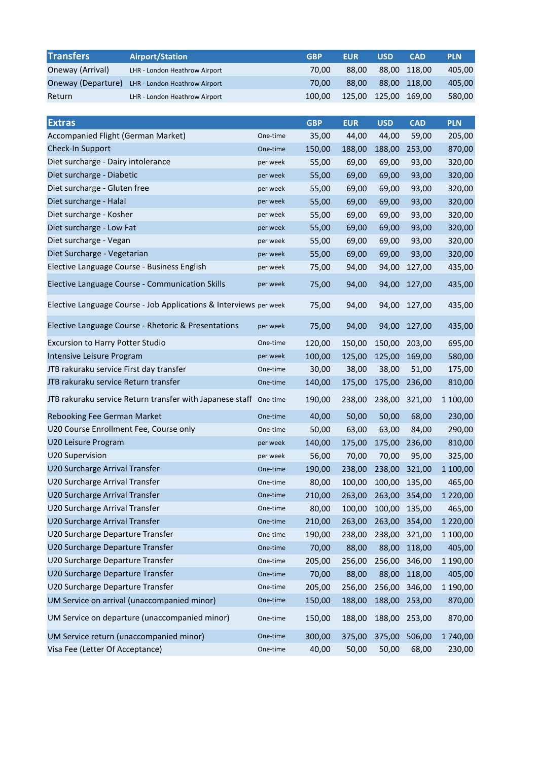| Transfers | Airport/Station | GBP | EUR | USD | CAD | PLN |
|---|---|---|---|---|---|---|
| Oneway (Arrival) | LHR - London Heathrow Airport | 70,00 | 88,00 | 88,00 | 118,00 | 405,00 |
| Oneway (Departure) | LHR - London Heathrow Airport | 70,00 | 88,00 | 88,00 | 118,00 | 405,00 |
| Return | LHR - London Heathrow Airport | 100,00 | 125,00 | 125,00 | 169,00 | 580,00 |

| Extras | | GBP | EUR | USD | CAD | PLN |
|---|---|---|---|---|---|---|
| Accompanied Flight (German Market) | One-time | 35,00 | 44,00 | 44,00 | 59,00 | 205,00 |
| Check-In Support | One-time | 150,00 | 188,00 | 188,00 | 253,00 | 870,00 |
| Diet surcharge - Dairy intolerance | per week | 55,00 | 69,00 | 69,00 | 93,00 | 320,00 |
| Diet surcharge - Diabetic | per week | 55,00 | 69,00 | 69,00 | 93,00 | 320,00 |
| Diet surcharge - Gluten free | per week | 55,00 | 69,00 | 69,00 | 93,00 | 320,00 |
| Diet surcharge - Halal | per week | 55,00 | 69,00 | 69,00 | 93,00 | 320,00 |
| Diet surcharge - Kosher | per week | 55,00 | 69,00 | 69,00 | 93,00 | 320,00 |
| Diet surcharge - Low Fat | per week | 55,00 | 69,00 | 69,00 | 93,00 | 320,00 |
| Diet surcharge - Vegan | per week | 55,00 | 69,00 | 69,00 | 93,00 | 320,00 |
| Diet Surcharge - Vegetarian | per week | 55,00 | 69,00 | 69,00 | 93,00 | 320,00 |
| Elective Language Course - Business English | per week | 75,00 | 94,00 | 94,00 | 127,00 | 435,00 |
| Elective Language Course - Communication Skills | per week | 75,00 | 94,00 | 94,00 | 127,00 | 435,00 |
| Elective Language Course - Job Applications & Interviews | per week | 75,00 | 94,00 | 94,00 | 127,00 | 435,00 |
| Elective Language Course - Rhetoric & Presentations | per week | 75,00 | 94,00 | 94,00 | 127,00 | 435,00 |
| Excursion to Harry Potter Studio | One-time | 120,00 | 150,00 | 150,00 | 203,00 | 695,00 |
| Intensive Leisure Program | per week | 100,00 | 125,00 | 125,00 | 169,00 | 580,00 |
| JTB rakuraku service First day transfer | One-time | 30,00 | 38,00 | 38,00 | 51,00 | 175,00 |
| JTB rakuraku service Return transfer | One-time | 140,00 | 175,00 | 175,00 | 236,00 | 810,00 |
| JTB rakuraku service Return transfer with Japanese staff | One-time | 190,00 | 238,00 | 238,00 | 321,00 | 1 100,00 |
| Rebooking Fee German Market | One-time | 40,00 | 50,00 | 50,00 | 68,00 | 230,00 |
| U20 Course Enrollment Fee, Course only | One-time | 50,00 | 63,00 | 63,00 | 84,00 | 290,00 |
| U20 Leisure Program | per week | 140,00 | 175,00 | 175,00 | 236,00 | 810,00 |
| U20 Supervision | per week | 56,00 | 70,00 | 70,00 | 95,00 | 325,00 |
| U20 Surcharge Arrival Transfer | One-time | 190,00 | 238,00 | 238,00 | 321,00 | 1 100,00 |
| U20 Surcharge Arrival Transfer | One-time | 80,00 | 100,00 | 100,00 | 135,00 | 465,00 |
| U20 Surcharge Arrival Transfer | One-time | 210,00 | 263,00 | 263,00 | 354,00 | 1 220,00 |
| U20 Surcharge Arrival Transfer | One-time | 80,00 | 100,00 | 100,00 | 135,00 | 465,00 |
| U20 Surcharge Arrival Transfer | One-time | 210,00 | 263,00 | 263,00 | 354,00 | 1 220,00 |
| U20 Surcharge Departure Transfer | One-time | 190,00 | 238,00 | 238,00 | 321,00 | 1 100,00 |
| U20 Surcharge Departure Transfer | One-time | 70,00 | 88,00 | 88,00 | 118,00 | 405,00 |
| U20 Surcharge Departure Transfer | One-time | 205,00 | 256,00 | 256,00 | 346,00 | 1 190,00 |
| U20 Surcharge Departure Transfer | One-time | 70,00 | 88,00 | 88,00 | 118,00 | 405,00 |
| U20 Surcharge Departure Transfer | One-time | 205,00 | 256,00 | 256,00 | 346,00 | 1 190,00 |
| UM Service on arrival (unaccompanied minor) | One-time | 150,00 | 188,00 | 188,00 | 253,00 | 870,00 |
| UM Service on departure (unaccompanied minor) | One-time | 150,00 | 188,00 | 188,00 | 253,00 | 870,00 |
| UM Service return (unaccompanied minor) | One-time | 300,00 | 375,00 | 375,00 | 506,00 | 1 740,00 |
| Visa Fee (Letter Of Acceptance) | One-time | 40,00 | 50,00 | 50,00 | 68,00 | 230,00 |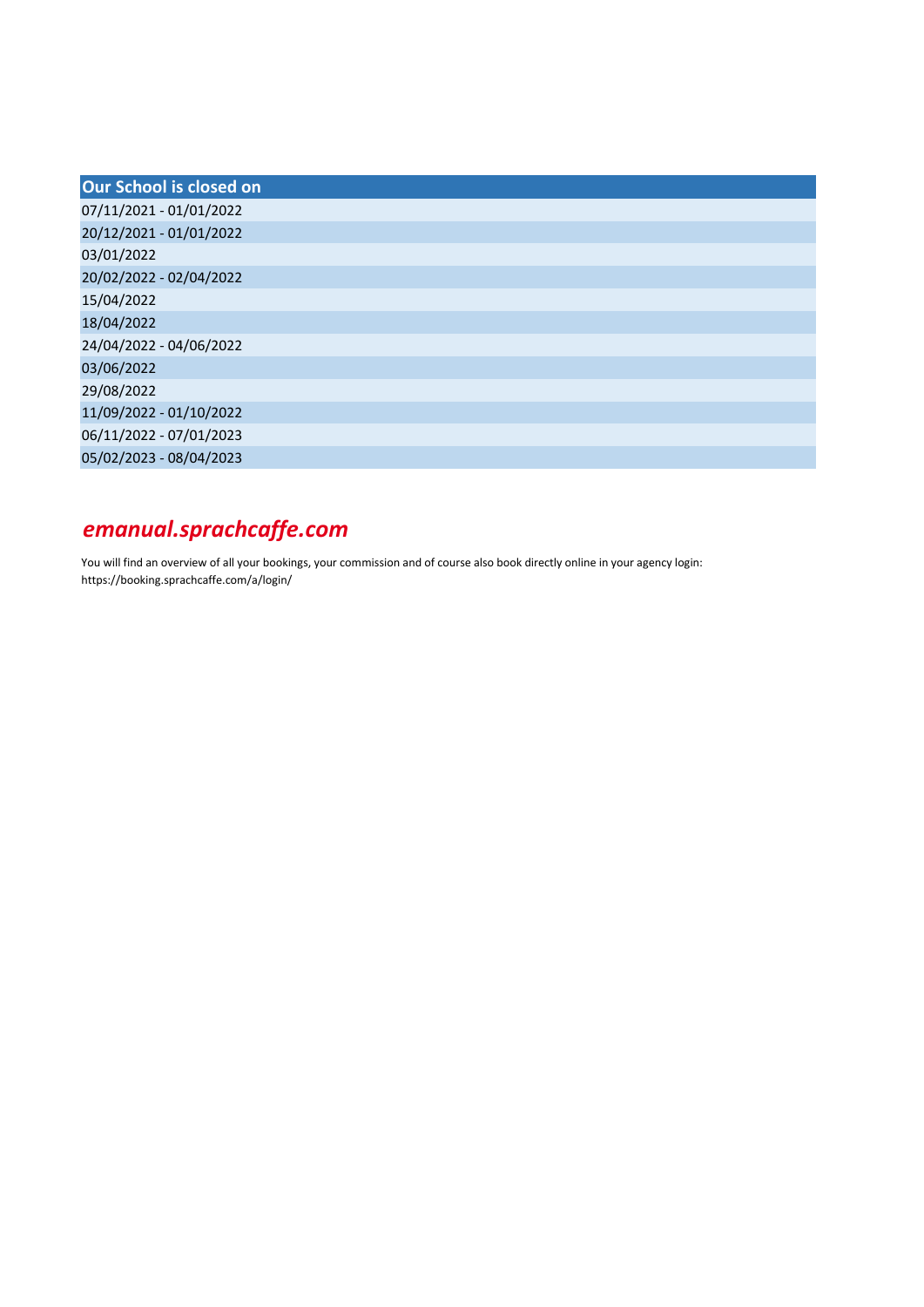| Our School is closed on |
|---|
| 07/11/2021 - 01/01/2022 |
| 20/12/2021 - 01/01/2022 |
| 03/01/2022 |
| 20/02/2022 - 02/04/2022 |
| 15/04/2022 |
| 18/04/2022 |
| 24/04/2022 - 04/06/2022 |
| 03/06/2022 |
| 29/08/2022 |
| 11/09/2022 - 01/10/2022 |
| 06/11/2022 - 07/01/2023 |
| 05/02/2023 - 08/04/2023 |

## *emanual.sprachcaffe.com*

You will find an overview of all your bookings, your commission and of course also book directly online in your agency login:
https://booking.sprachcaffe.com/a/login/